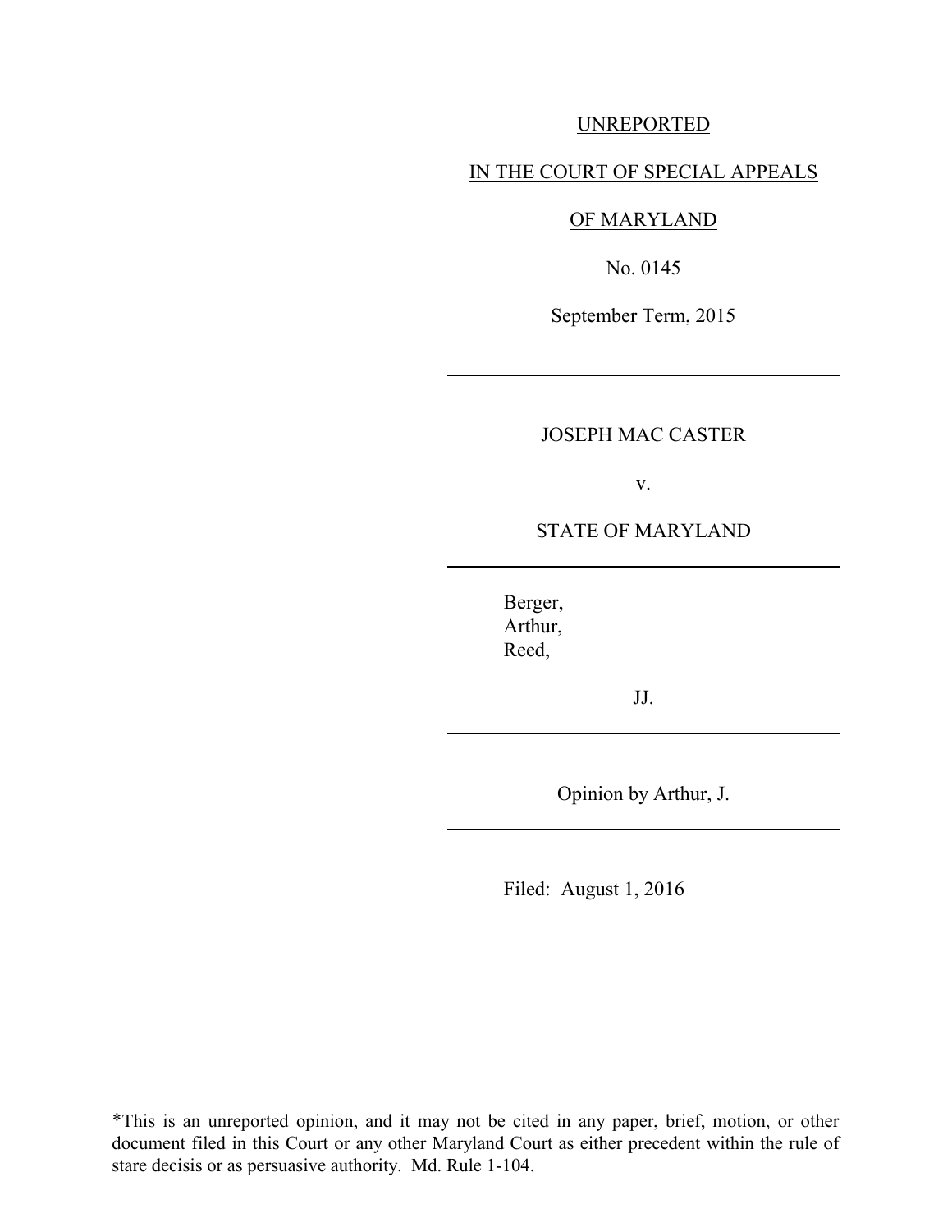UNREPORTED

IN THE COURT OF SPECIAL APPEALS

OF MARYLAND

No. 0145

September Term, 2015

---

JOSEPH MAC CASTER

v.

STATE OF MARYLAND

---

Berger,
Arthur,
Reed,

JJ.

---

Opinion by Arthur, J.

---

Filed: August 1, 2016

*This is an unreported opinion, and it may not be cited in any paper, brief, motion, or other document filed in this Court or any other Maryland Court as either precedent within the rule of stare decisis or as persuasive authority. Md. Rule 1-104.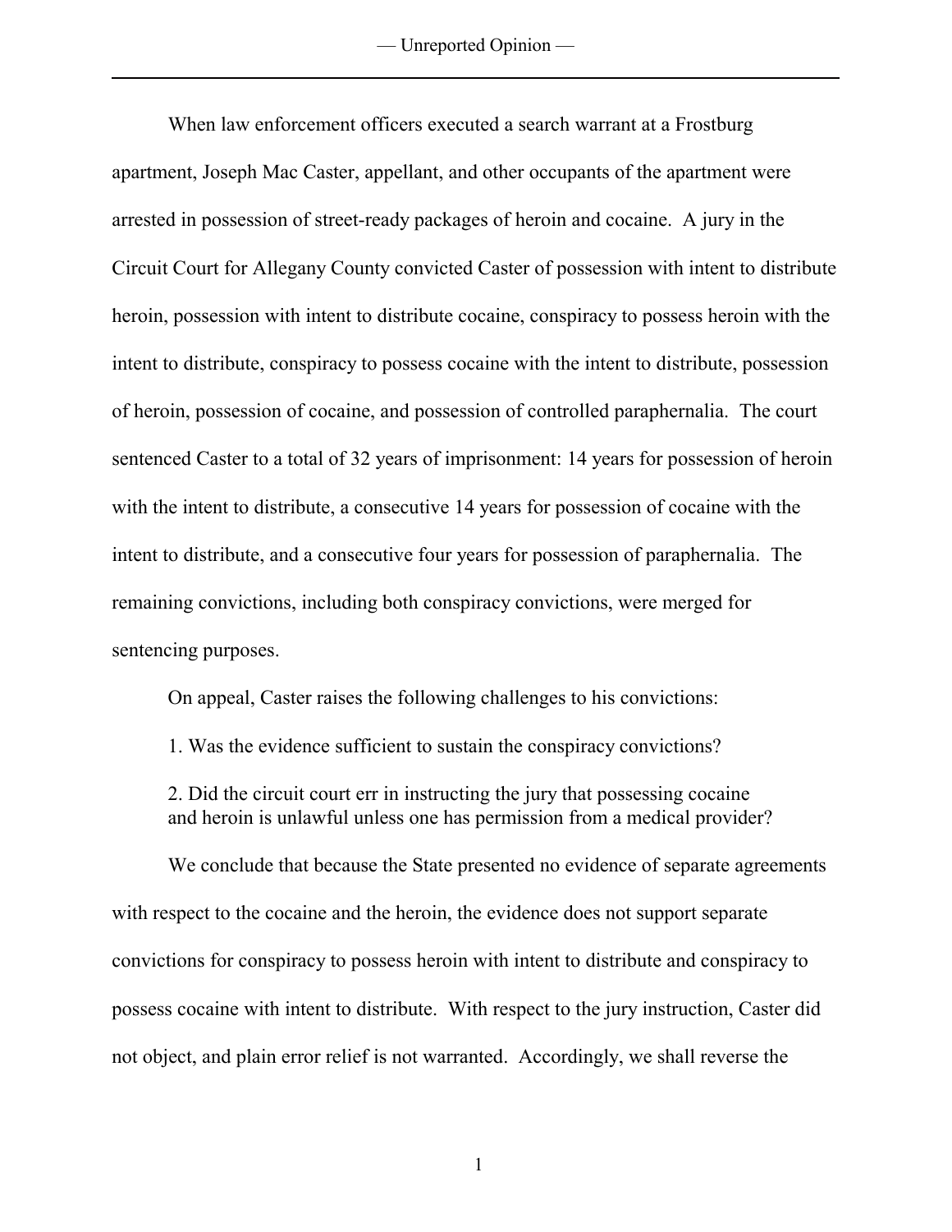When law enforcement officers executed a search warrant at a Frostburg apartment, Joseph Mac Caster, appellant, and other occupants of the apartment were arrested in possession of street-ready packages of heroin and cocaine. A jury in the Circuit Court for Allegany County convicted Caster of possession with intent to distribute heroin, possession with intent to distribute cocaine, conspiracy to possess heroin with the intent to distribute, conspiracy to possess cocaine with the intent to distribute, possession of heroin, possession of cocaine, and possession of controlled paraphernalia. The court sentenced Caster to a total of 32 years of imprisonment: 14 years for possession of heroin with the intent to distribute, a consecutive 14 years for possession of cocaine with the intent to distribute, and a consecutive four years for possession of paraphernalia. The remaining convictions, including both conspiracy convictions, were merged for sentencing purposes.

On appeal, Caster raises the following challenges to his convictions:

1. Was the evidence sufficient to sustain the conspiracy convictions?

2. Did the circuit court err in instructing the jury that possessing cocaine and heroin is unlawful unless one has permission from a medical provider?

We conclude that because the State presented no evidence of separate agreements with respect to the cocaine and the heroin, the evidence does not support separate convictions for conspiracy to possess heroin with intent to distribute and conspiracy to possess cocaine with intent to distribute. With respect to the jury instruction, Caster did not object, and plain error relief is not warranted. Accordingly, we shall reverse the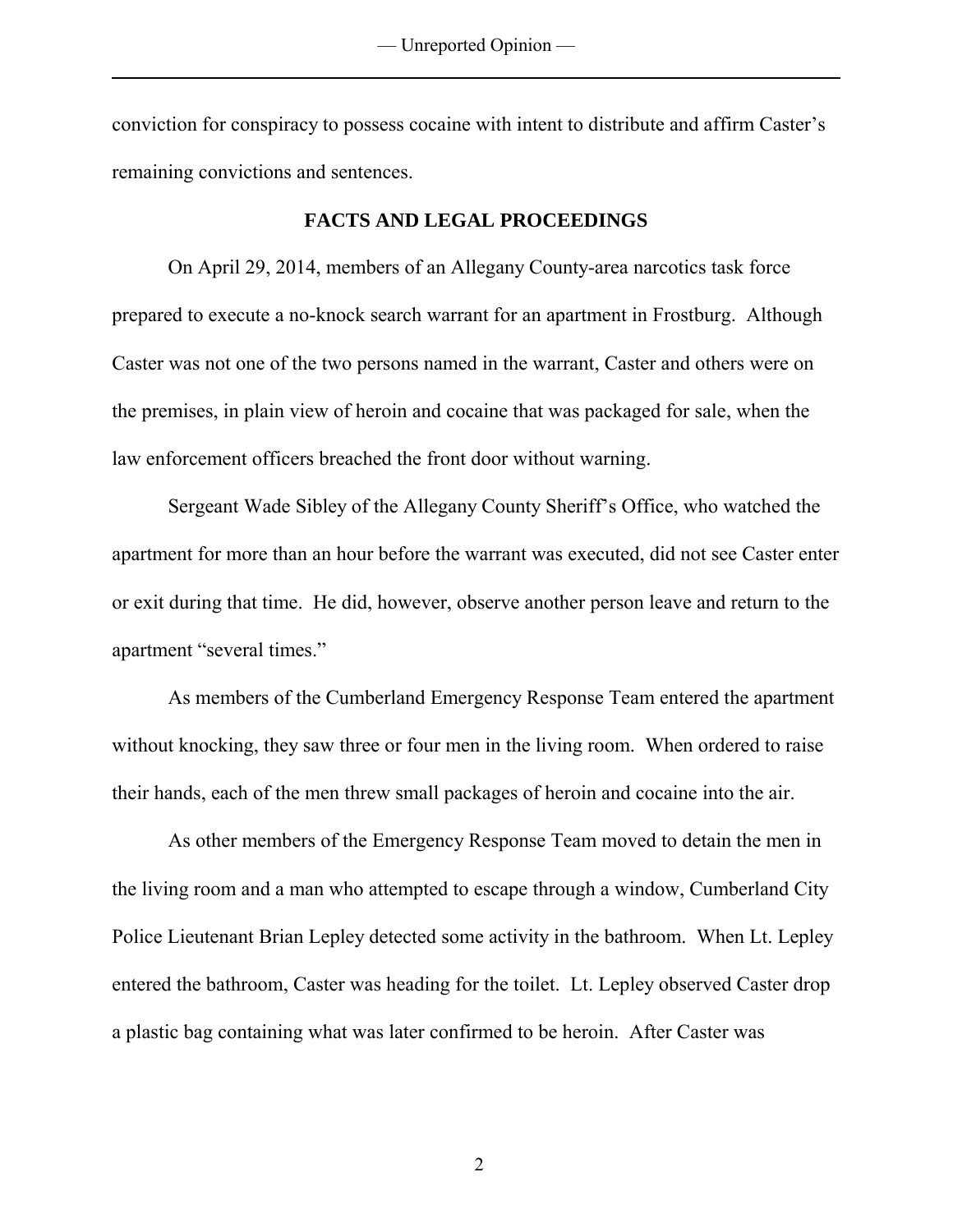conviction for conspiracy to possess cocaine with intent to distribute and affirm Caster's remaining convictions and sentences.

## FACTS AND LEGAL PROCEEDINGS

On April 29, 2014, members of an Allegany County-area narcotics task force prepared to execute a no-knock search warrant for an apartment in Frostburg. Although Caster was not one of the two persons named in the warrant, Caster and others were on the premises, in plain view of heroin and cocaine that was packaged for sale, when the law enforcement officers breached the front door without warning.

Sergeant Wade Sibley of the Allegany County Sheriff's Office, who watched the apartment for more than an hour before the warrant was executed, did not see Caster enter or exit during that time. He did, however, observe another person leave and return to the apartment "several times."

As members of the Cumberland Emergency Response Team entered the apartment without knocking, they saw three or four men in the living room. When ordered to raise their hands, each of the men threw small packages of heroin and cocaine into the air.

As other members of the Emergency Response Team moved to detain the men in the living room and a man who attempted to escape through a window, Cumberland City Police Lieutenant Brian Lepley detected some activity in the bathroom. When Lt. Lepley entered the bathroom, Caster was heading for the toilet. Lt. Lepley observed Caster drop a plastic bag containing what was later confirmed to be heroin. After Caster was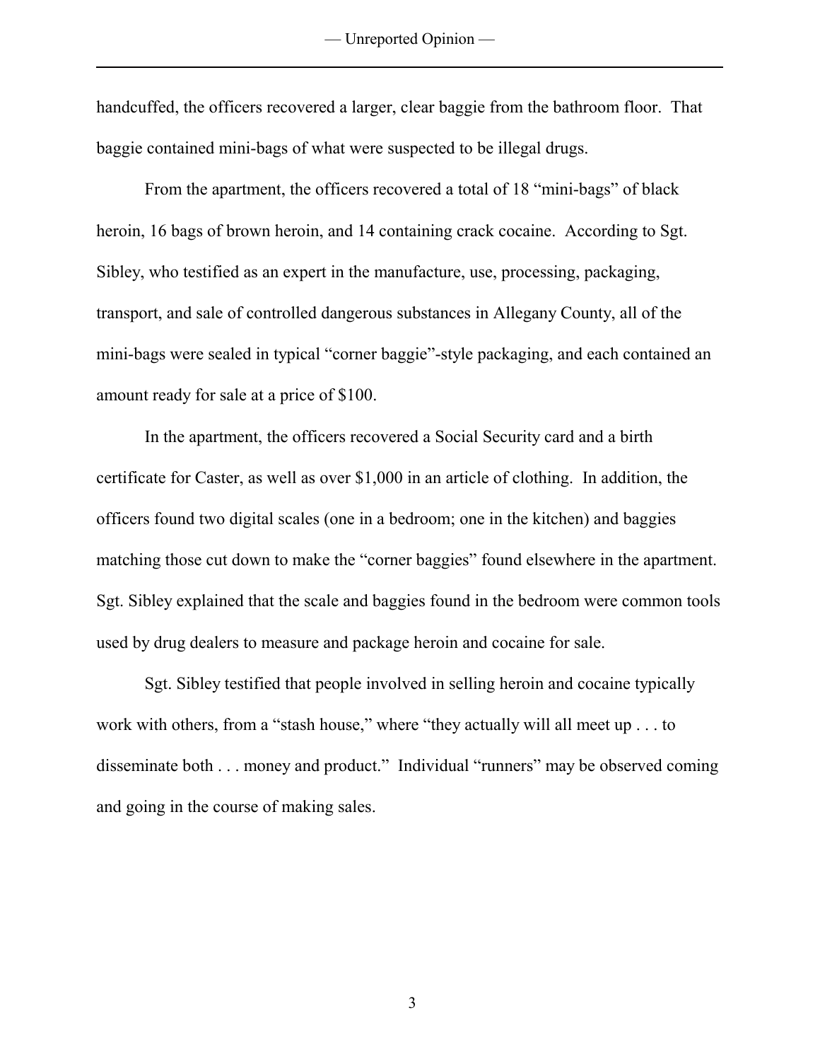handcuffed, the officers recovered a larger, clear baggie from the bathroom floor. That baggie contained mini-bags of what were suspected to be illegal drugs.

From the apartment, the officers recovered a total of 18 "mini-bags" of black heroin, 16 bags of brown heroin, and 14 containing crack cocaine. According to Sgt. Sibley, who testified as an expert in the manufacture, use, processing, packaging, transport, and sale of controlled dangerous substances in Allegany County, all of the mini-bags were sealed in typical "corner baggie"-style packaging, and each contained an amount ready for sale at a price of $100.

In the apartment, the officers recovered a Social Security card and a birth certificate for Caster, as well as over $1,000 in an article of clothing. In addition, the officers found two digital scales (one in a bedroom; one in the kitchen) and baggies matching those cut down to make the "corner baggies" found elsewhere in the apartment. Sgt. Sibley explained that the scale and baggies found in the bedroom were common tools used by drug dealers to measure and package heroin and cocaine for sale.

Sgt. Sibley testified that people involved in selling heroin and cocaine typically work with others, from a "stash house," where "they actually will all meet up . . . to disseminate both . . . money and product." Individual "runners" may be observed coming and going in the course of making sales.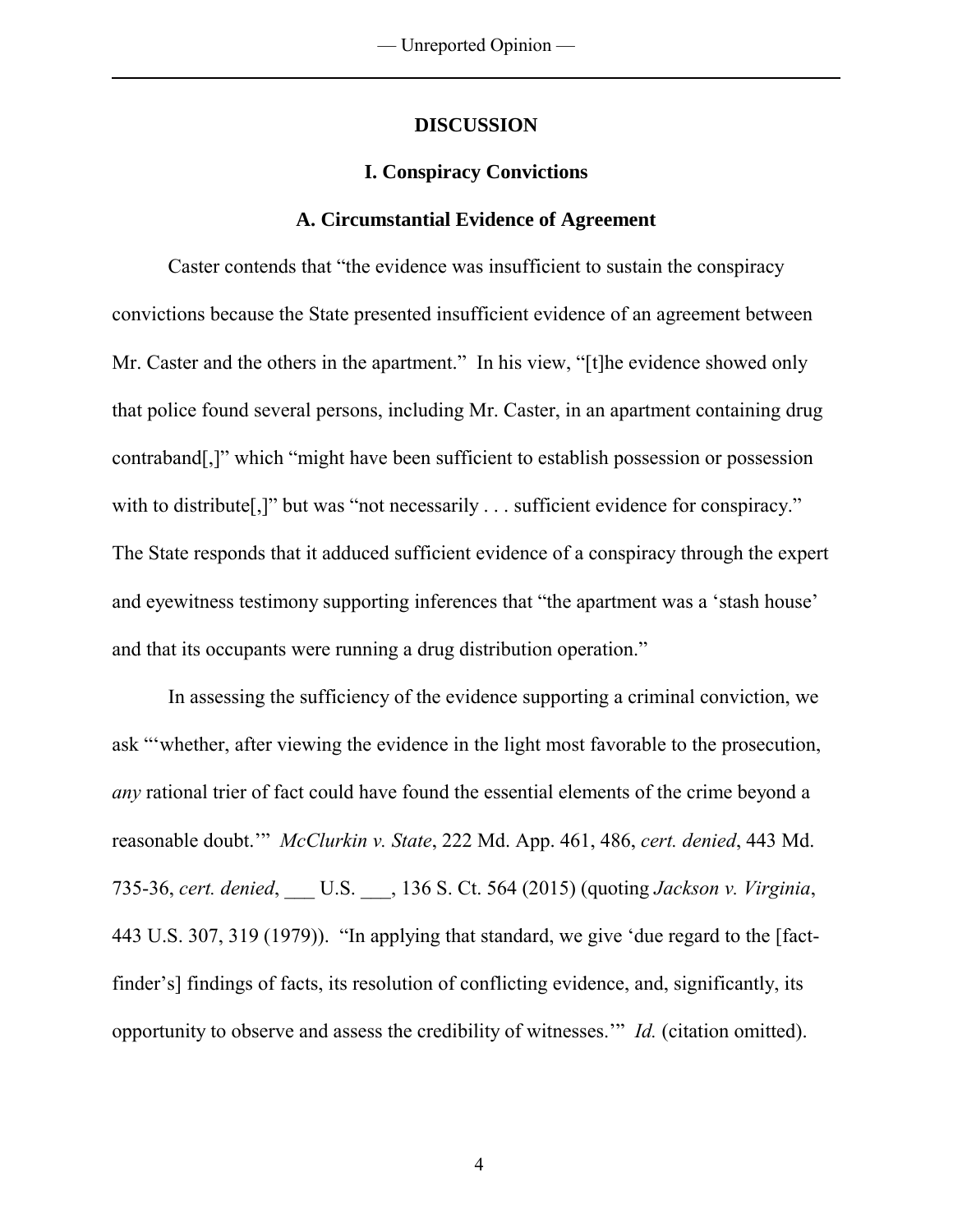## DISCUSSION

### I. Conspiracy Convictions

#### A. Circumstantial Evidence of Agreement

Caster contends that "the evidence was insufficient to sustain the conspiracy convictions because the State presented insufficient evidence of an agreement between Mr. Caster and the others in the apartment." In his view, "[t]he evidence showed only that police found several persons, including Mr. Caster, in an apartment containing drug contraband[,]" which "might have been sufficient to establish possession or possession with to distribute[,]" but was "not necessarily . . . sufficient evidence for conspiracy." The State responds that it adduced sufficient evidence of a conspiracy through the expert and eyewitness testimony supporting inferences that "the apartment was a 'stash house' and that its occupants were running a drug distribution operation."

In assessing the sufficiency of the evidence supporting a criminal conviction, we ask "'whether, after viewing the evidence in the light most favorable to the prosecution, *any* rational trier of fact could have found the essential elements of the crime beyond a reasonable doubt.'" *McClurkin v. State*, 222 Md. App. 461, 486, *cert. denied*, 443 Md. 735-36, *cert. denied*, ___ U.S. ___, 136 S. Ct. 564 (2015) (quoting *Jackson v. Virginia*, 443 U.S. 307, 319 (1979)). "In applying that standard, we give 'due regard to the [fact-finder's] findings of facts, its resolution of conflicting evidence, and, significantly, its opportunity to observe and assess the credibility of witnesses.'" *Id.* (citation omitted).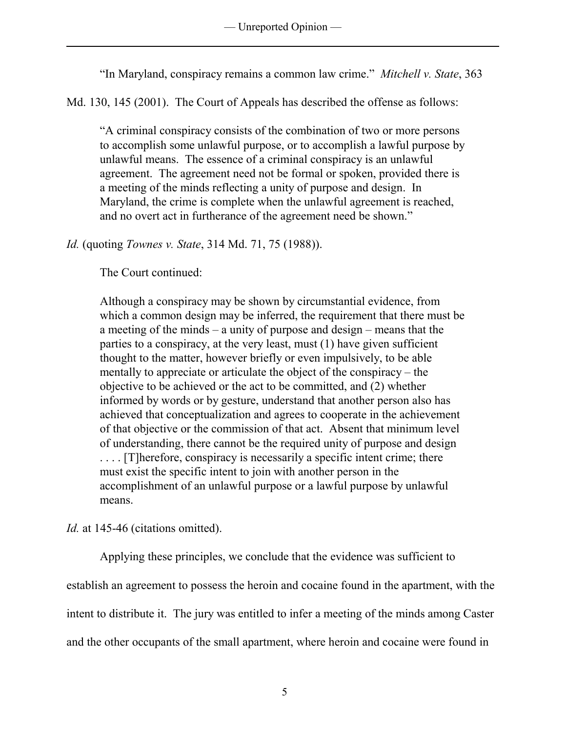"In Maryland, conspiracy remains a common law crime." *Mitchell v. State*, 363 Md. 130, 145 (2001). The Court of Appeals has described the offense as follows:

> "A criminal conspiracy consists of the combination of two or more persons to accomplish some unlawful purpose, or to accomplish a lawful purpose by unlawful means. The essence of a criminal conspiracy is an unlawful agreement. The agreement need not be formal or spoken, provided there is a meeting of the minds reflecting a unity of purpose and design. In Maryland, the crime is complete when the unlawful agreement is reached, and no overt act in furtherance of the agreement need be shown."

*Id.* (quoting *Townes v. State*, 314 Md. 71, 75 (1988)).

The Court continued:

> Although a conspiracy may be shown by circumstantial evidence, from which a common design may be inferred, the requirement that there must be a meeting of the minds – a unity of purpose and design – means that the parties to a conspiracy, at the very least, must (1) have given sufficient thought to the matter, however briefly or even impulsively, to be able mentally to appreciate or articulate the object of the conspiracy – the objective to be achieved or the act to be committed, and (2) whether informed by words or by gesture, understand that another person also has achieved that conceptualization and agrees to cooperate in the achievement of that objective or the commission of that act. Absent that minimum level of understanding, there cannot be the required unity of purpose and design . . . . [T]herefore, conspiracy is necessarily a specific intent crime; there must exist the specific intent to join with another person in the accomplishment of an unlawful purpose or a lawful purpose by unlawful means.

*Id.* at 145-46 (citations omitted).

Applying these principles, we conclude that the evidence was sufficient to establish an agreement to possess the heroin and cocaine found in the apartment, with the intent to distribute it. The jury was entitled to infer a meeting of the minds among Caster and the other occupants of the small apartment, where heroin and cocaine were found in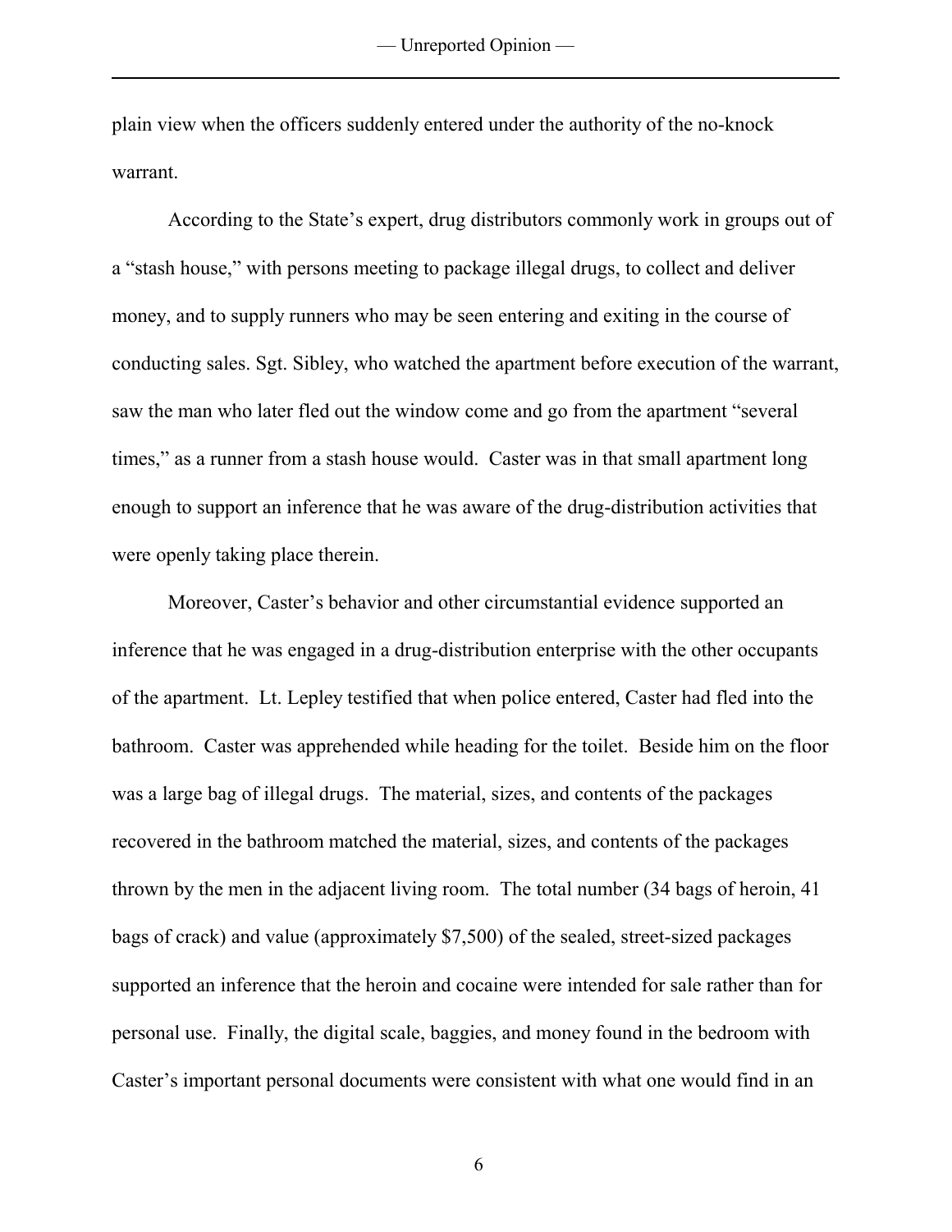plain view when the officers suddenly entered under the authority of the no-knock warrant.

According to the State's expert, drug distributors commonly work in groups out of a "stash house," with persons meeting to package illegal drugs, to collect and deliver money, and to supply runners who may be seen entering and exiting in the course of conducting sales. Sgt. Sibley, who watched the apartment before execution of the warrant, saw the man who later fled out the window come and go from the apartment "several times," as a runner from a stash house would. Caster was in that small apartment long enough to support an inference that he was aware of the drug-distribution activities that were openly taking place therein.

Moreover, Caster's behavior and other circumstantial evidence supported an inference that he was engaged in a drug-distribution enterprise with the other occupants of the apartment. Lt. Lepley testified that when police entered, Caster had fled into the bathroom. Caster was apprehended while heading for the toilet. Beside him on the floor was a large bag of illegal drugs. The material, sizes, and contents of the packages recovered in the bathroom matched the material, sizes, and contents of the packages thrown by the men in the adjacent living room. The total number (34 bags of heroin, 41 bags of crack) and value (approximately $7,500) of the sealed, street-sized packages supported an inference that the heroin and cocaine were intended for sale rather than for personal use. Finally, the digital scale, baggies, and money found in the bedroom with Caster's important personal documents were consistent with what one would find in an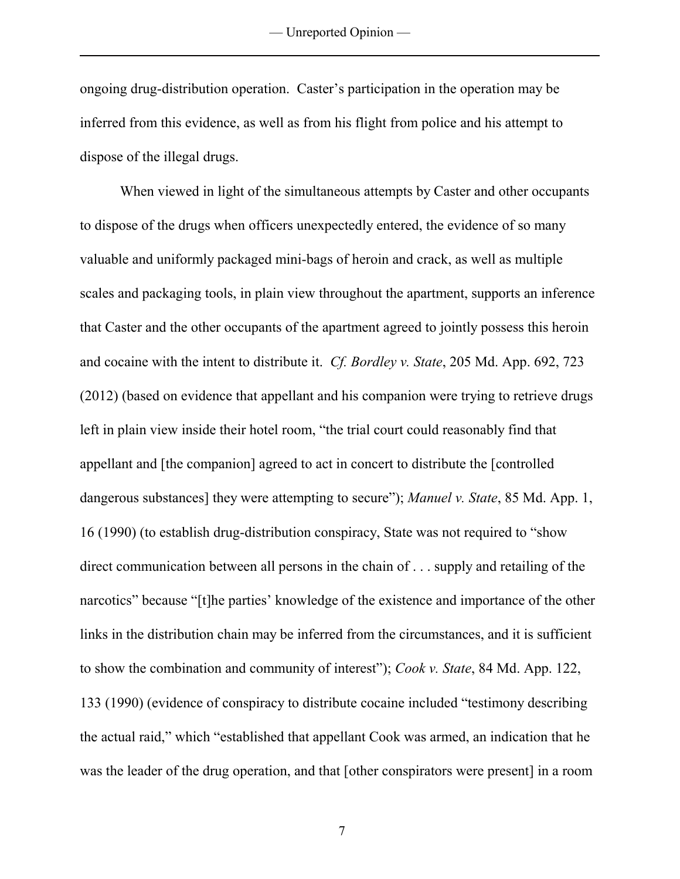ongoing drug-distribution operation. Caster's participation in the operation may be inferred from this evidence, as well as from his flight from police and his attempt to dispose of the illegal drugs.

When viewed in light of the simultaneous attempts by Caster and other occupants to dispose of the drugs when officers unexpectedly entered, the evidence of so many valuable and uniformly packaged mini-bags of heroin and crack, as well as multiple scales and packaging tools, in plain view throughout the apartment, supports an inference that Caster and the other occupants of the apartment agreed to jointly possess this heroin and cocaine with the intent to distribute it. *Cf. Bordley v. State*, 205 Md. App. 692, 723 (2012) (based on evidence that appellant and his companion were trying to retrieve drugs left in plain view inside their hotel room, "the trial court could reasonably find that appellant and [the companion] agreed to act in concert to distribute the [controlled dangerous substances] they were attempting to secure"); *Manuel v. State*, 85 Md. App. 1, 16 (1990) (to establish drug-distribution conspiracy, State was not required to "show direct communication between all persons in the chain of . . . supply and retailing of the narcotics" because "[t]he parties' knowledge of the existence and importance of the other links in the distribution chain may be inferred from the circumstances, and it is sufficient to show the combination and community of interest"); *Cook v. State*, 84 Md. App. 122, 133 (1990) (evidence of conspiracy to distribute cocaine included "testimony describing the actual raid," which "established that appellant Cook was armed, an indication that he was the leader of the drug operation, and that [other conspirators were present] in a room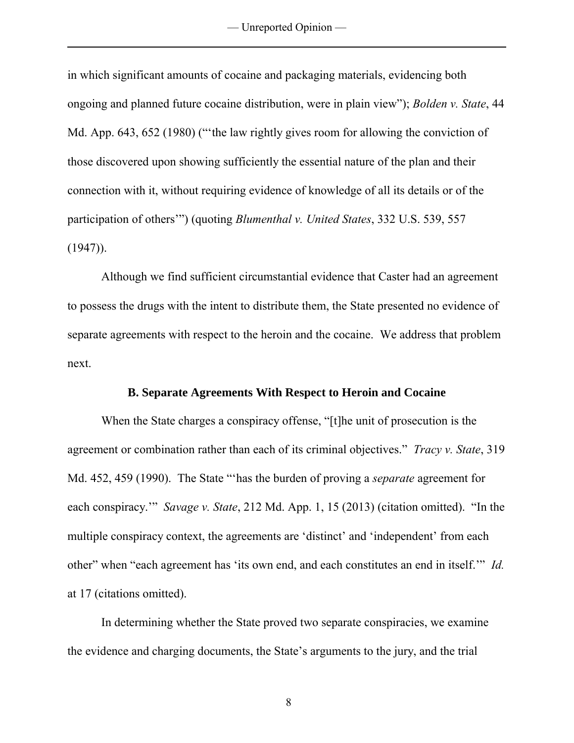in which significant amounts of cocaine and packaging materials, evidencing both ongoing and planned future cocaine distribution, were in plain view"); *Bolden v. State*, 44 Md. App. 643, 652 (1980) ("'the law rightly gives room for allowing the conviction of those discovered upon showing sufficiently the essential nature of the plan and their connection with it, without requiring evidence of knowledge of all its details or of the participation of others'") (quoting *Blumenthal v. United States*, 332 U.S. 539, 557 (1947)).

Although we find sufficient circumstantial evidence that Caster had an agreement to possess the drugs with the intent to distribute them, the State presented no evidence of separate agreements with respect to the heroin and the cocaine. We address that problem next.

### B. Separate Agreements With Respect to Heroin and Cocaine

When the State charges a conspiracy offense, "[t]he unit of prosecution is the agreement or combination rather than each of its criminal objectives." *Tracy v. State*, 319 Md. 452, 459 (1990). The State "'has the burden of proving a *separate* agreement for each conspiracy.'" *Savage v. State*, 212 Md. App. 1, 15 (2013) (citation omitted). "In the multiple conspiracy context, the agreements are 'distinct' and 'independent' from each other" when "each agreement has 'its own end, and each constitutes an end in itself.'" *Id.* at 17 (citations omitted).

In determining whether the State proved two separate conspiracies, we examine the evidence and charging documents, the State's arguments to the jury, and the trial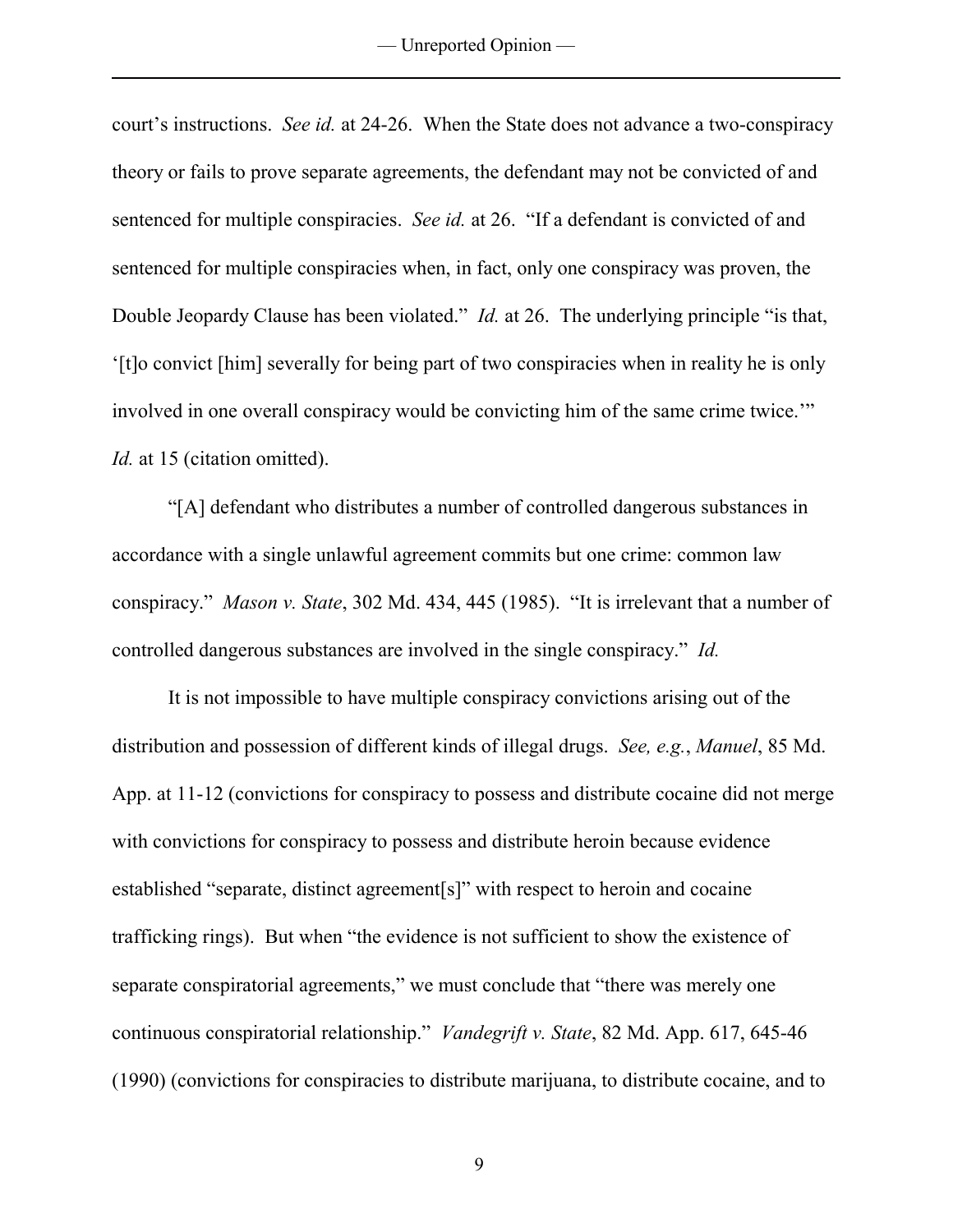court's instructions. *See id.* at 24-26. When the State does not advance a two-conspiracy theory or fails to prove separate agreements, the defendant may not be convicted of and sentenced for multiple conspiracies. *See id.* at 26. "If a defendant is convicted of and sentenced for multiple conspiracies when, in fact, only one conspiracy was proven, the Double Jeopardy Clause has been violated." *Id.* at 26. The underlying principle "is that, '[t]o convict [him] severally for being part of two conspiracies when in reality he is only involved in one overall conspiracy would be convicting him of the same crime twice.'" *Id.* at 15 (citation omitted).

"[A] defendant who distributes a number of controlled dangerous substances in accordance with a single unlawful agreement commits but one crime: common law conspiracy." *Mason v. State*, 302 Md. 434, 445 (1985). "It is irrelevant that a number of controlled dangerous substances are involved in the single conspiracy." *Id.*

It is not impossible to have multiple conspiracy convictions arising out of the distribution and possession of different kinds of illegal drugs. *See, e.g.*, *Manuel*, 85 Md. App. at 11-12 (convictions for conspiracy to possess and distribute cocaine did not merge with convictions for conspiracy to possess and distribute heroin because evidence established "separate, distinct agreement[s]" with respect to heroin and cocaine trafficking rings). But when "the evidence is not sufficient to show the existence of separate conspiratorial agreements," we must conclude that "there was merely one continuous conspiratorial relationship." *Vandegrift v. State*, 82 Md. App. 617, 645-46 (1990) (convictions for conspiracies to distribute marijuana, to distribute cocaine, and to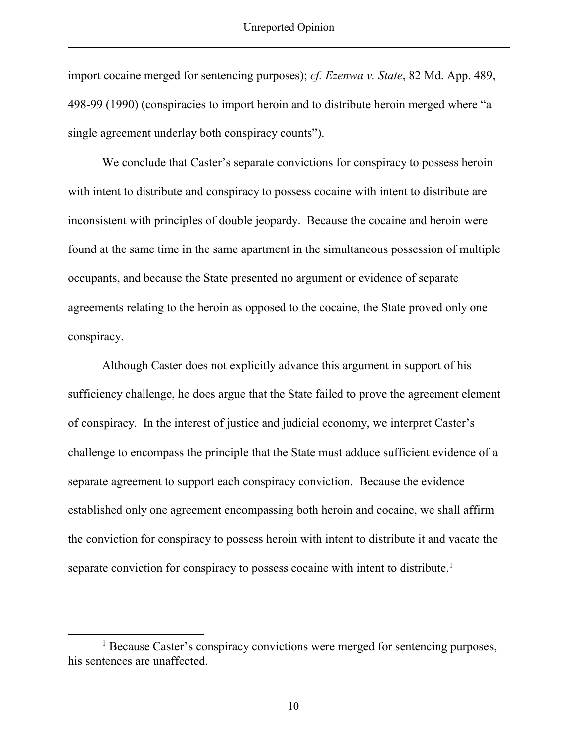import cocaine merged for sentencing purposes); *cf. Ezenwa v. State*, 82 Md. App. 489, 498-99 (1990) (conspiracies to import heroin and to distribute heroin merged where "a single agreement underlay both conspiracy counts").

We conclude that Caster's separate convictions for conspiracy to possess heroin with intent to distribute and conspiracy to possess cocaine with intent to distribute are inconsistent with principles of double jeopardy. Because the cocaine and heroin were found at the same time in the same apartment in the simultaneous possession of multiple occupants, and because the State presented no argument or evidence of separate agreements relating to the heroin as opposed to the cocaine, the State proved only one conspiracy.

Although Caster does not explicitly advance this argument in support of his sufficiency challenge, he does argue that the State failed to prove the agreement element of conspiracy. In the interest of justice and judicial economy, we interpret Caster's challenge to encompass the principle that the State must adduce sufficient evidence of a separate agreement to support each conspiracy conviction. Because the evidence established only one agreement encompassing both heroin and cocaine, we shall affirm the conviction for conspiracy to possess heroin with intent to distribute it and vacate the separate conviction for conspiracy to possess cocaine with intent to distribute.[1]

---

[1] Because Caster's conspiracy convictions were merged for sentencing purposes, his sentences are unaffected.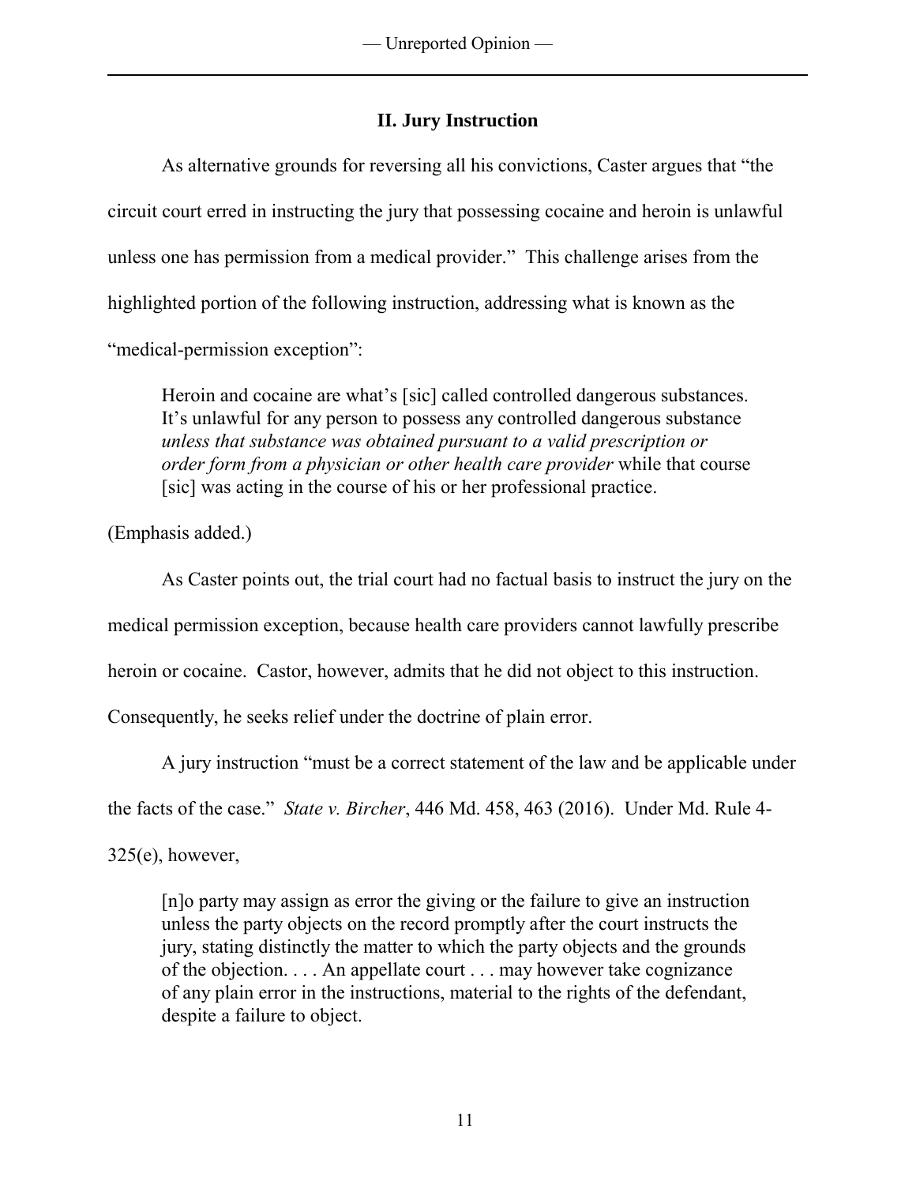## II. Jury Instruction

As alternative grounds for reversing all his convictions, Caster argues that "the circuit court erred in instructing the jury that possessing cocaine and heroin is unlawful unless one has permission from a medical provider." This challenge arises from the highlighted portion of the following instruction, addressing what is known as the "medical-permission exception":

> Heroin and cocaine are what's [sic] called controlled dangerous substances. It's unlawful for any person to possess any controlled dangerous substance *unless that substance was obtained pursuant to a valid prescription or order form from a physician or other health care provider* while that course [sic] was acting in the course of his or her professional practice.

(Emphasis added.)

As Caster points out, the trial court had no factual basis to instruct the jury on the medical permission exception, because health care providers cannot lawfully prescribe heroin or cocaine. Castor, however, admits that he did not object to this instruction. Consequently, he seeks relief under the doctrine of plain error.

A jury instruction "must be a correct statement of the law and be applicable under the facts of the case." *State v. Bircher*, 446 Md. 458, 463 (2016). Under Md. Rule 4-325(e), however,

> [n]o party may assign as error the giving or the failure to give an instruction unless the party objects on the record promptly after the court instructs the jury, stating distinctly the matter to which the party objects and the grounds of the objection. . . . An appellate court . . . may however take cognizance of any plain error in the instructions, material to the rights of the defendant, despite a failure to object.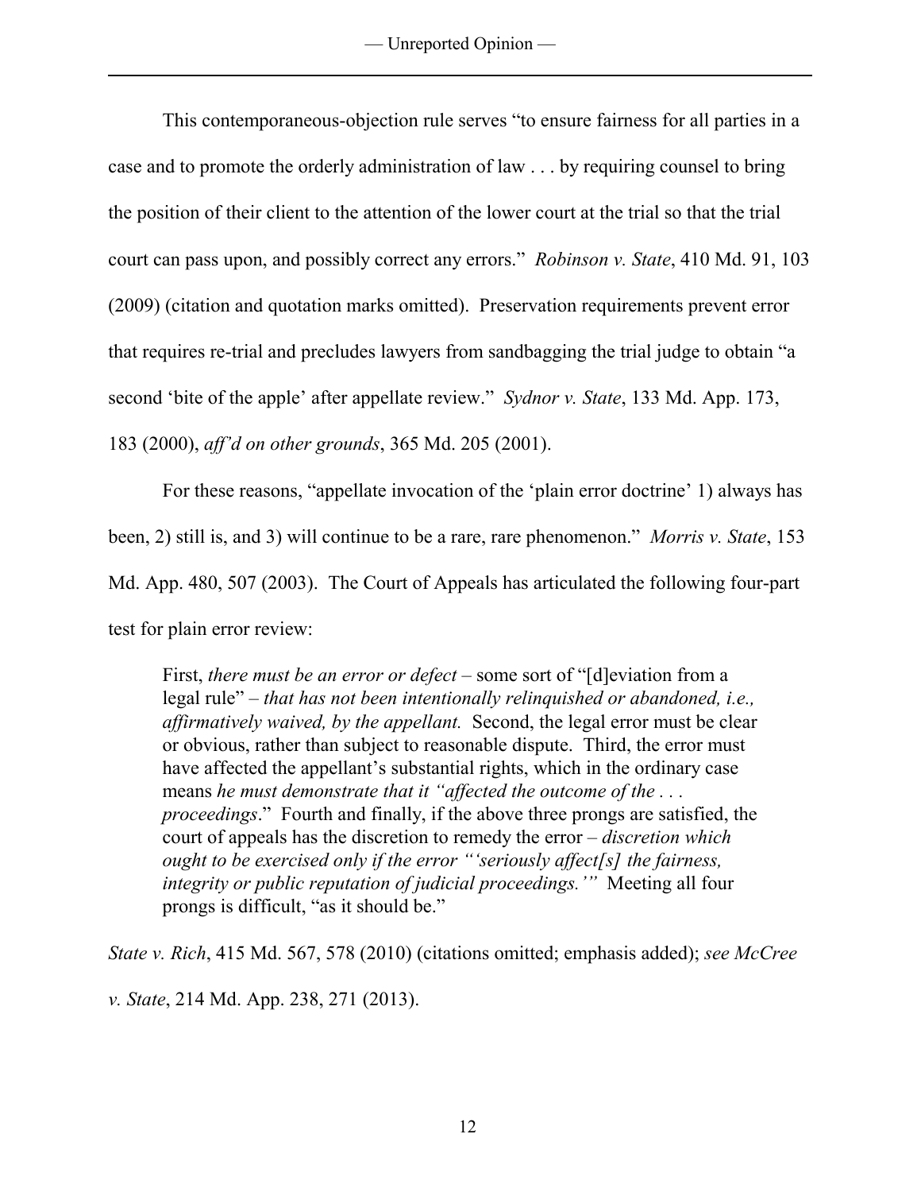This contemporaneous-objection rule serves "to ensure fairness for all parties in a case and to promote the orderly administration of law . . . by requiring counsel to bring the position of their client to the attention of the lower court at the trial so that the trial court can pass upon, and possibly correct any errors." *Robinson v. State*, 410 Md. 91, 103 (2009) (citation and quotation marks omitted). Preservation requirements prevent error that requires re-trial and precludes lawyers from sandbagging the trial judge to obtain "a second 'bite of the apple' after appellate review." *Sydnor v. State*, 133 Md. App. 173, 183 (2000), *aff'd on other grounds*, 365 Md. 205 (2001).

For these reasons, "appellate invocation of the 'plain error doctrine' 1) always has been, 2) still is, and 3) will continue to be a rare, rare phenomenon." *Morris v. State*, 153 Md. App. 480, 507 (2003). The Court of Appeals has articulated the following four-part test for plain error review:

> First, *there must be an error or defect* – some sort of "[d]eviation from a legal rule" – *that has not been intentionally relinquished or abandoned, i.e., affirmatively waived, by the appellant.* Second, the legal error must be clear or obvious, rather than subject to reasonable dispute. Third, the error must have affected the appellant's substantial rights, which in the ordinary case means *he must demonstrate that it "affected the outcome of the . . . proceedings*." Fourth and finally, if the above three prongs are satisfied, the court of appeals has the discretion to remedy the error – *discretion which ought to be exercised only if the error "'seriously affect[s] the fairness, integrity or public reputation of judicial proceedings.'"* Meeting all four prongs is difficult, "as it should be."

*State v. Rich*, 415 Md. 567, 578 (2010) (citations omitted; emphasis added); *see McCree v. State*, 214 Md. App. 238, 271 (2013).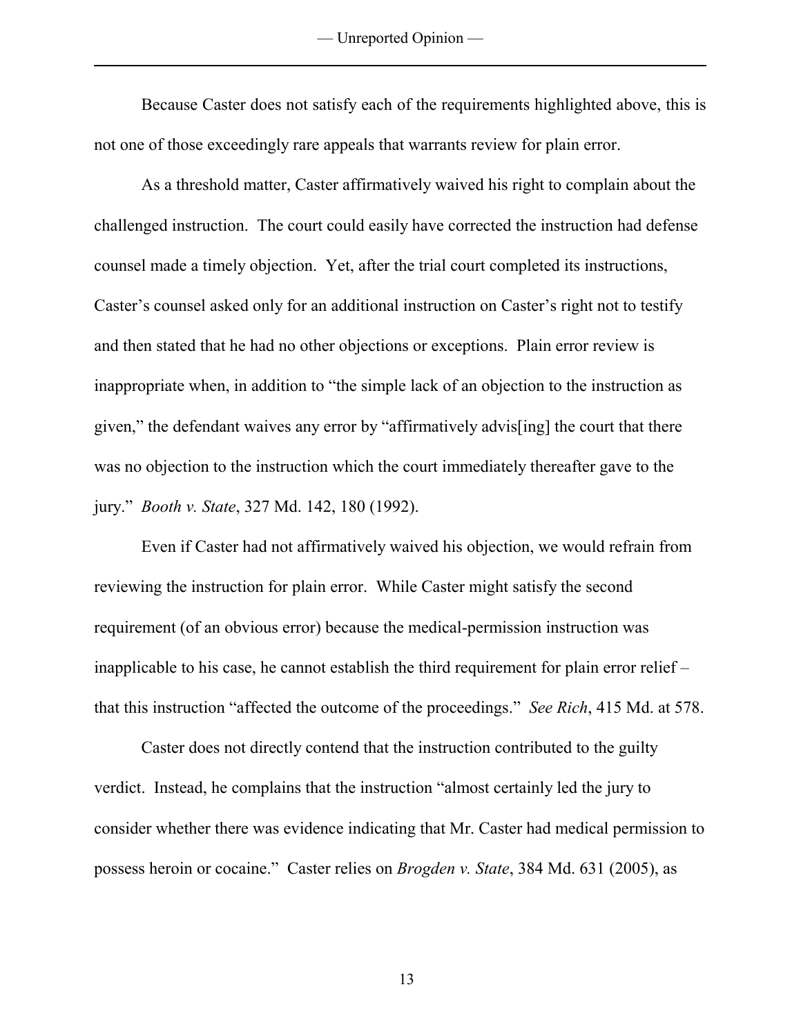Because Caster does not satisfy each of the requirements highlighted above, this is not one of those exceedingly rare appeals that warrants review for plain error.

As a threshold matter, Caster affirmatively waived his right to complain about the challenged instruction. The court could easily have corrected the instruction had defense counsel made a timely objection. Yet, after the trial court completed its instructions, Caster's counsel asked only for an additional instruction on Caster's right not to testify and then stated that he had no other objections or exceptions. Plain error review is inappropriate when, in addition to "the simple lack of an objection to the instruction as given," the defendant waives any error by "affirmatively advis[ing] the court that there was no objection to the instruction which the court immediately thereafter gave to the jury." *Booth v. State*, 327 Md. 142, 180 (1992).

Even if Caster had not affirmatively waived his objection, we would refrain from reviewing the instruction for plain error. While Caster might satisfy the second requirement (of an obvious error) because the medical-permission instruction was inapplicable to his case, he cannot establish the third requirement for plain error relief – that this instruction "affected the outcome of the proceedings." *See Rich*, 415 Md. at 578.

Caster does not directly contend that the instruction contributed to the guilty verdict. Instead, he complains that the instruction "almost certainly led the jury to consider whether there was evidence indicating that Mr. Caster had medical permission to possess heroin or cocaine." Caster relies on *Brogden v. State*, 384 Md. 631 (2005), as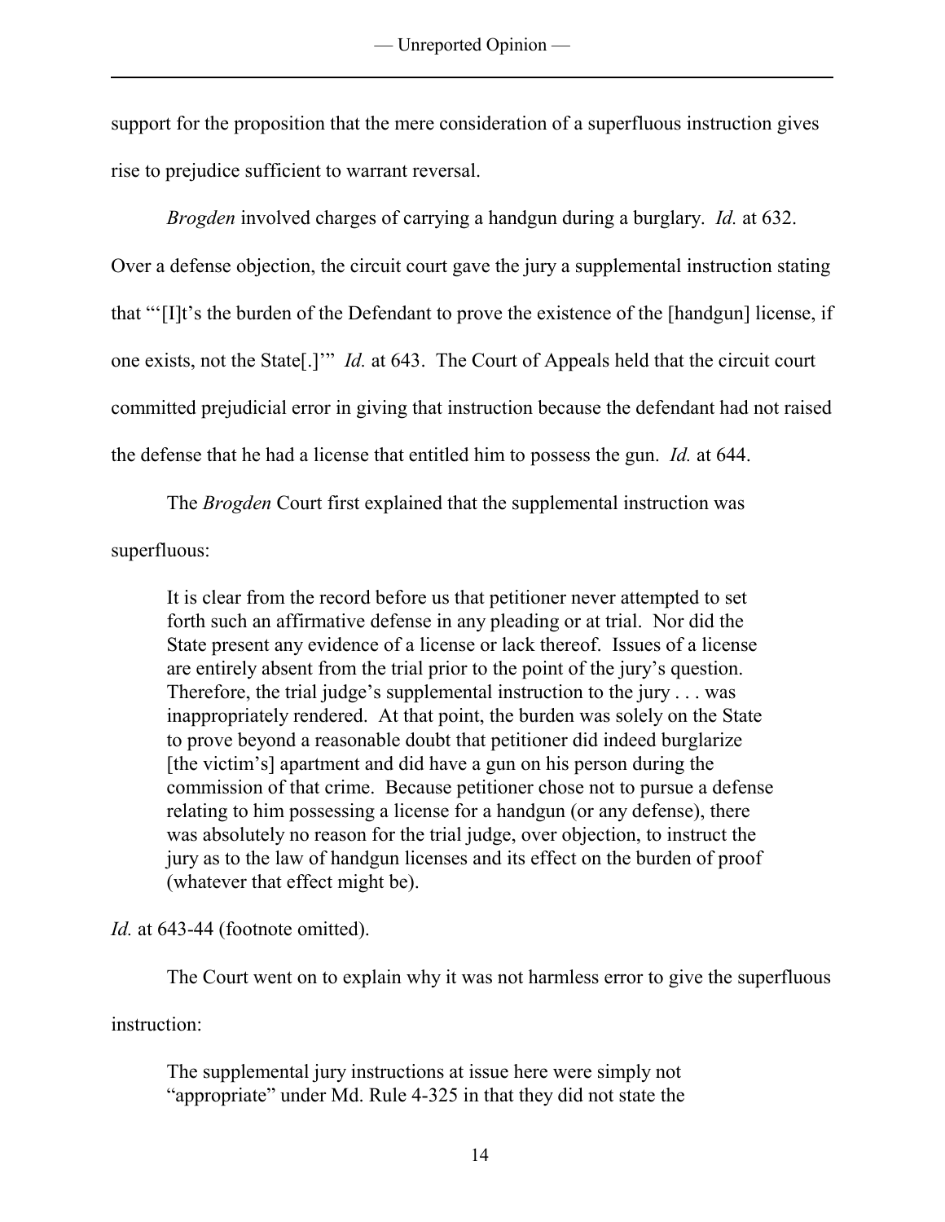support for the proposition that the mere consideration of a superfluous instruction gives rise to prejudice sufficient to warrant reversal.

*Brogden* involved charges of carrying a handgun during a burglary. *Id.* at 632. Over a defense objection, the circuit court gave the jury a supplemental instruction stating that "'[I]t's the burden of the Defendant to prove the existence of the [handgun] license, if one exists, not the State[.]'" *Id.* at 643. The Court of Appeals held that the circuit court committed prejudicial error in giving that instruction because the defendant had not raised the defense that he had a license that entitled him to possess the gun. *Id.* at 644.

The *Brogden* Court first explained that the supplemental instruction was superfluous:

> It is clear from the record before us that petitioner never attempted to set forth such an affirmative defense in any pleading or at trial. Nor did the State present any evidence of a license or lack thereof. Issues of a license are entirely absent from the trial prior to the point of the jury's question. Therefore, the trial judge's supplemental instruction to the jury . . . was inappropriately rendered. At that point, the burden was solely on the State to prove beyond a reasonable doubt that petitioner did indeed burglarize [the victim's] apartment and did have a gun on his person during the commission of that crime. Because petitioner chose not to pursue a defense relating to him possessing a license for a handgun (or any defense), there was absolutely no reason for the trial judge, over objection, to instruct the jury as to the law of handgun licenses and its effect on the burden of proof (whatever that effect might be).

*Id.* at 643-44 (footnote omitted).

The Court went on to explain why it was not harmless error to give the superfluous instruction:

> The supplemental jury instructions at issue here were simply not "appropriate" under Md. Rule 4-325 in that they did not state the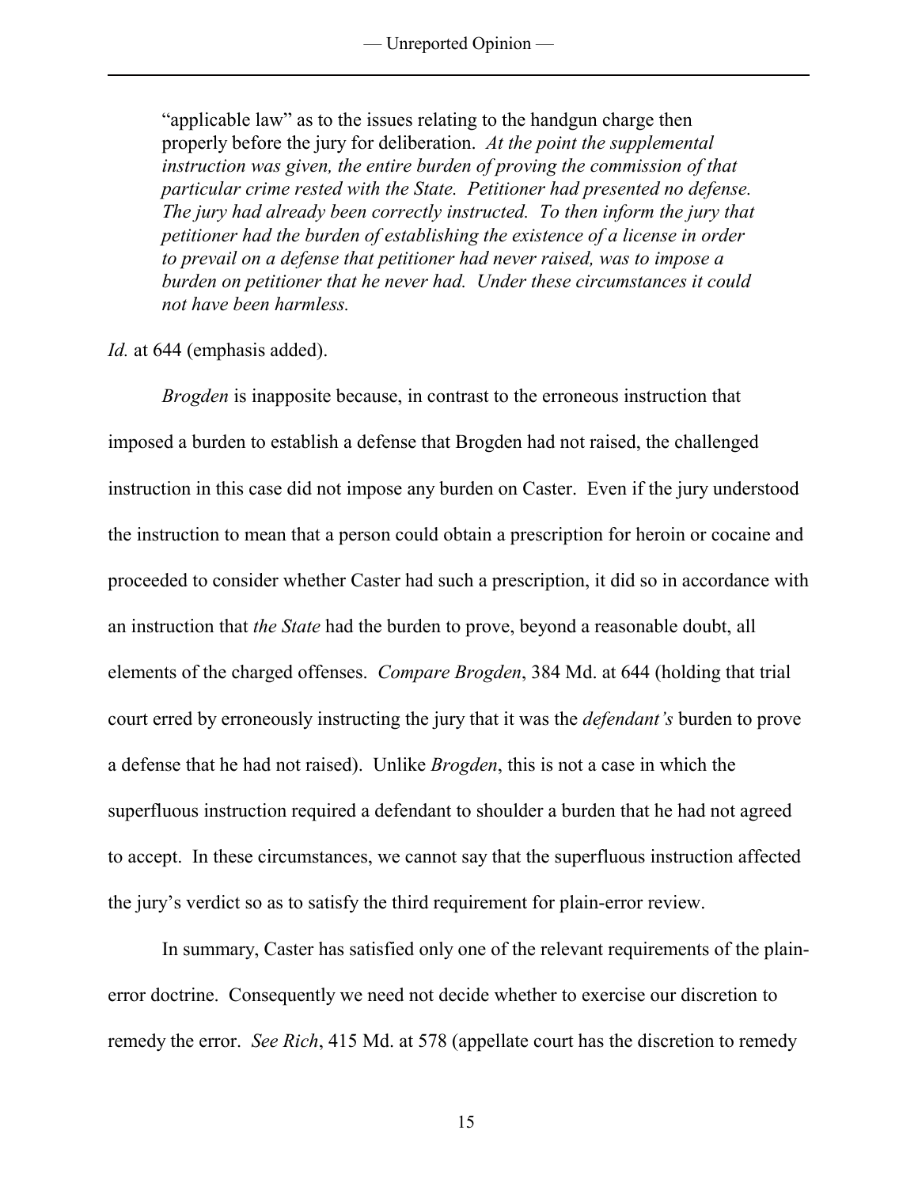"applicable law" as to the issues relating to the handgun charge then properly before the jury for deliberation. *At the point the supplemental instruction was given, the entire burden of proving the commission of that particular crime rested with the State. Petitioner had presented no defense. The jury had already been correctly instructed. To then inform the jury that petitioner had the burden of establishing the existence of a license in order to prevail on a defense that petitioner had never raised, was to impose a burden on petitioner that he never had. Under these circumstances it could not have been harmless.*

*Id.* at 644 (emphasis added).

*Brogden* is inapposite because, in contrast to the erroneous instruction that imposed a burden to establish a defense that Brogden had not raised, the challenged instruction in this case did not impose any burden on Caster. Even if the jury understood the instruction to mean that a person could obtain a prescription for heroin or cocaine and proceeded to consider whether Caster had such a prescription, it did so in accordance with an instruction that *the State* had the burden to prove, beyond a reasonable doubt, all elements of the charged offenses. *Compare Brogden*, 384 Md. at 644 (holding that trial court erred by erroneously instructing the jury that it was the *defendant's* burden to prove a defense that he had not raised). Unlike *Brogden*, this is not a case in which the superfluous instruction required a defendant to shoulder a burden that he had not agreed to accept. In these circumstances, we cannot say that the superfluous instruction affected the jury's verdict so as to satisfy the third requirement for plain-error review.

In summary, Caster has satisfied only one of the relevant requirements of the plain-error doctrine. Consequently we need not decide whether to exercise our discretion to remedy the error. *See Rich*, 415 Md. at 578 (appellate court has the discretion to remedy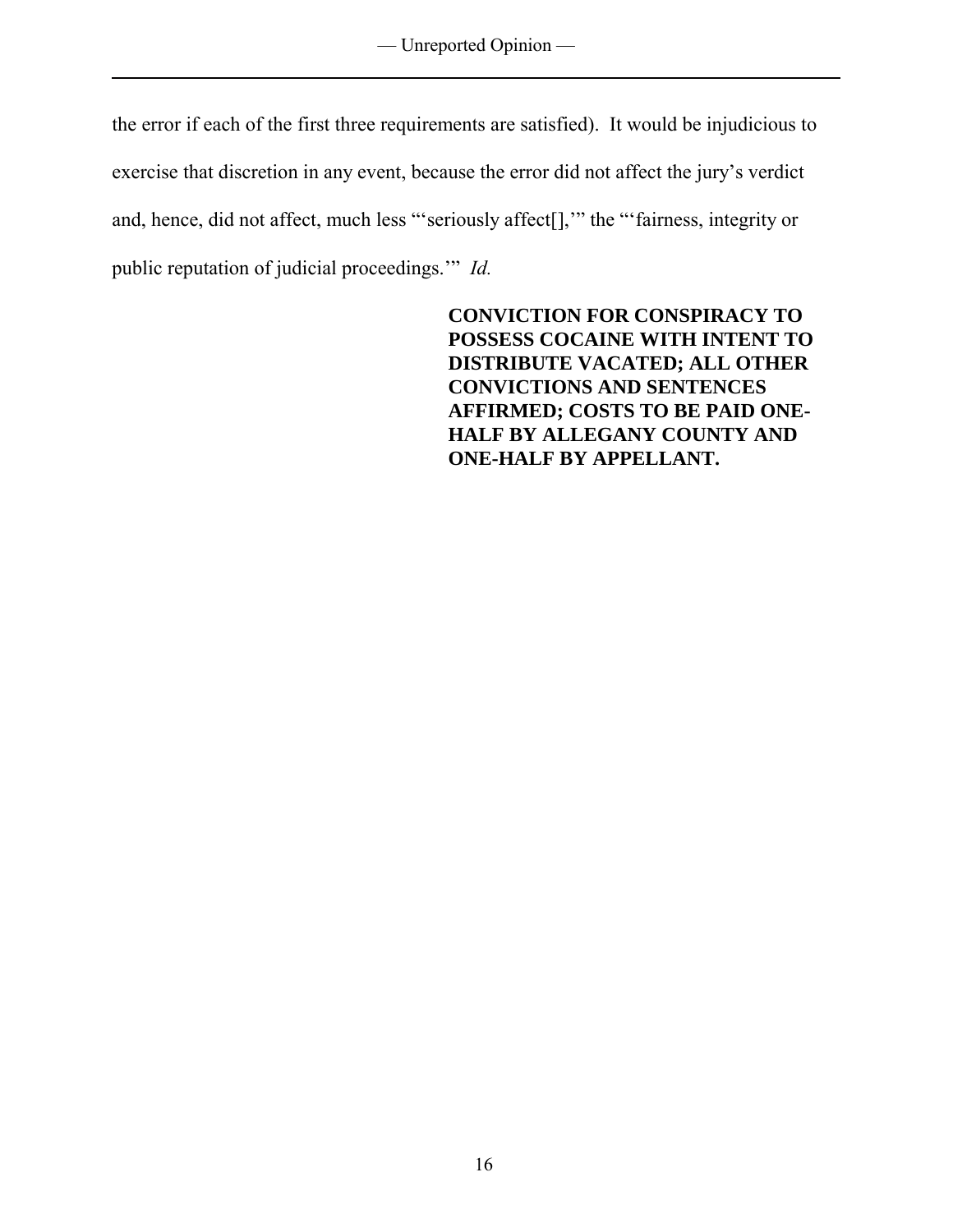the error if each of the first three requirements are satisfied). It would be injudicious to exercise that discretion in any event, because the error did not affect the jury's verdict and, hence, did not affect, much less "'seriously affect[],'" the "'fairness, integrity or public reputation of judicial proceedings.'" *Id.*

**CONVICTION FOR CONSPIRACY TO POSSESS COCAINE WITH INTENT TO DISTRIBUTE VACATED; ALL OTHER CONVICTIONS AND SENTENCES AFFIRMED; COSTS TO BE PAID ONE-HALF BY ALLEGANY COUNTY AND ONE-HALF BY APPELLANT.**